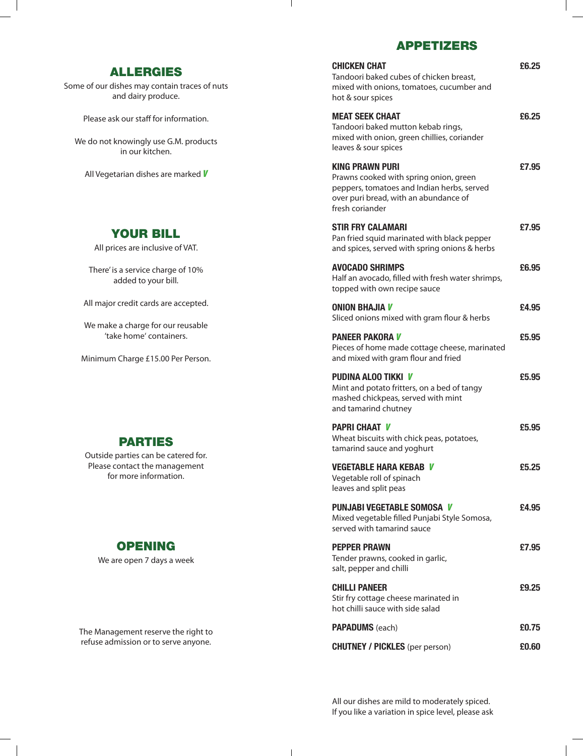## ALLERGIES

Some of our dishes may contain traces of nuts and dairy produce.

Please ask our staff for information.

We do not knowingly use G.M. products in our kitchen.

All Vegetarian dishes are marked *V*

## YOUR BILL

All prices are inclusive of VAT.

There' is a service charge of 10% added to your bill.

All major credit cards are accepted.

We make a charge for our reusable 'take home' containers.

Minimum Charge £15.00 Per Person.

## PARTIES

Outside parties can be catered for. Please contact the management for more information.

## OPENING

We are open 7 days a week

The Management reserve the right to refuse admission or to serve anyone.

## APPETIZERS

**CHICKEN CHAT** — **£6.25**
Tandoori baked cubes of chicken breast, mixed with onions, tomatoes, cucumber and hot & sour spices

**MEAT SEEK CHAAT** — **£6.25**
Tandoori baked mutton kebab rings, mixed with onion, green chillies, coriander leaves & sour spices

**KING PRAWN PURI** — **£7.95**
Prawns cooked with spring onion, green peppers, tomatoes and Indian herbs, served over puri bread, with an abundance of fresh coriander

**STIR FRY CALAMARI** — **£7.95**
Pan fried squid marinated with black pepper and spices, served with spring onions & herbs

**AVOCADO SHRIMPS** — **£6.95**
Half an avocado, filled with fresh water shrimps, topped with own recipe sauce

**ONION BHAJIA** *V* — **£4.95**
Sliced onions mixed with gram flour & herbs

**PANEER PAKORA** *V* — **£5.95**
Pieces of home made cottage cheese, marinated and mixed with gram flour and fried

**PUDINA ALOO TIKKI** *V* — **£5.95**
Mint and potato fritters, on a bed of tangy mashed chickpeas, served with mint and tamarind chutney

**PAPRI CHAAT** *V* — **£5.95**
Wheat biscuits with chick peas, potatoes, tamarind sauce and yoghurt

**VEGETABLE HARA KEBAB** *V* — **£5.25**
Vegetable roll of spinach leaves and split peas

**PUNJABI VEGETABLE SOMOSA** *V* — **£4.95**
Mixed vegetable filled Punjabi Style Somosa, served with tamarind sauce

**PEPPER PRAWN** — **£7.95**
Tender prawns, cooked in garlic, salt, pepper and chilli

**CHILLI PANEER** — **£9.25**
Stir fry cottage cheese marinated in hot chilli sauce with side salad

**PAPADUMS** (each) — **£0.75**

**CHUTNEY / PICKLES** (per person) — **£0.60**

All our dishes are mild to moderately spiced. If you like a variation in spice level, please ask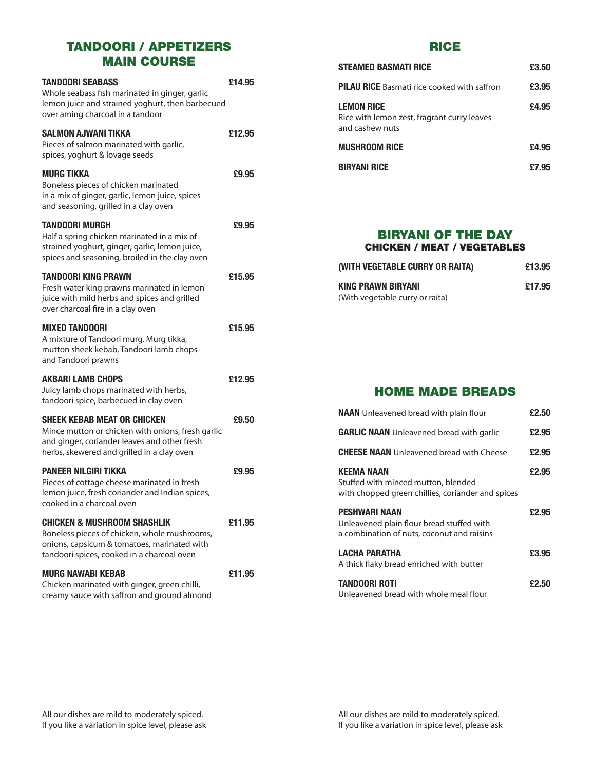## TANDOORI / APPETIZERS
## MAIN COURSE

**TANDOORI SEABASS** £14.95
Whole seabass fish marinated in ginger, garlic lemon juice and strained yoghurt, then barbecued over aming charcoal in a tandoor

**SALMON AJWANI TIKKA** £12.95
Pieces of salmon marinated with garlic, spices, yoghurt & lovage seeds

**MURG TIKKA** £9.95
Boneless pieces of chicken marinated in a mix of ginger, garlic, lemon juice, spices and seasoning, grilled in a clay oven

**TANDOORI MURGH** £9.95
Half a spring chicken marinated in a mix of strained yoghurt, ginger, garlic, lemon juice, spices and seasoning, broiled in the clay oven

**TANDOORI KING PRAWN** £15.95
Fresh water king prawns marinated in lemon juice with mild herbs and spices and grilled over charcoal fire in a clay oven

**MIXED TANDOORI** £15.95
A mixture of Tandoori murg, Murg tikka, mutton sheek kebab, Tandoori lamb chops and Tandoori prawns

**AKBARI LAMB CHOPS** £12.95
Juicy lamb chops marinated with herbs, tandoori spice, barbecued in clay oven

**SHEEK KEBAB MEAT OR CHICKEN** £9.50
Mince mutton or chicken with onions, fresh garlic and ginger, coriander leaves and other fresh herbs, skewered and grilled in a clay oven

**PANEER NILGIRI TIKKA** £9.95
Pieces of cottage cheese marinated in fresh lemon juice, fresh coriander and Indian spices, cooked in a charcoal oven

**CHICKEN & MUSHROOM SHASHLIK** £11.95
Boneless pieces of chicken, whole mushrooms, onions, capsicum & tomatoes, marinated with tandoori spices, cooked in a charcoal oven

**MURG NAWABI KEBAB** £11.95
Chicken marinated with ginger, green chilli, creamy sauce with saffron and ground almond

All our dishes are mild to moderately spiced.
If you like a variation in spice level, please ask

## RICE

**STEAMED BASMATI RICE** £3.50

**PILAU RICE** Basmati rice cooked with saffron £3.95

**LEMON RICE** £4.95
Rice with lemon zest, fragrant curry leaves and cashew nuts

**MUSHROOM RICE** £4.95

**BIRYANI RICE** £7.95

## BIRYANI OF THE DAY
### CHICKEN / MEAT / VEGETABLES

**(WITH VEGETABLE CURRY OR RAITA)** £13.95

**KING PRAWN BIRYANI** £17.95
(With vegetable curry or raita)

## HOME MADE BREADS

**NAAN** Unleavened bread with plain flour £2.50

**GARLIC NAAN** Unleavened bread with garlic £2.95

**CHEESE NAAN** Unleavened bread with Cheese £2.95

**KEEMA NAAN** £2.95
Stuffed with minced mutton, blended with chopped green chillies, coriander and spices

**PESHWARI NAAN** £2.95
Unleavened plain flour bread stuffed with a combination of nuts, coconut and raisins

**LACHA PARATHA** £3.95
A thick flaky bread enriched with butter

**TANDOORI ROTI** £2.50
Unleavened bread with whole meal flour

All our dishes are mild to moderately spiced.
If you like a variation in spice level, please ask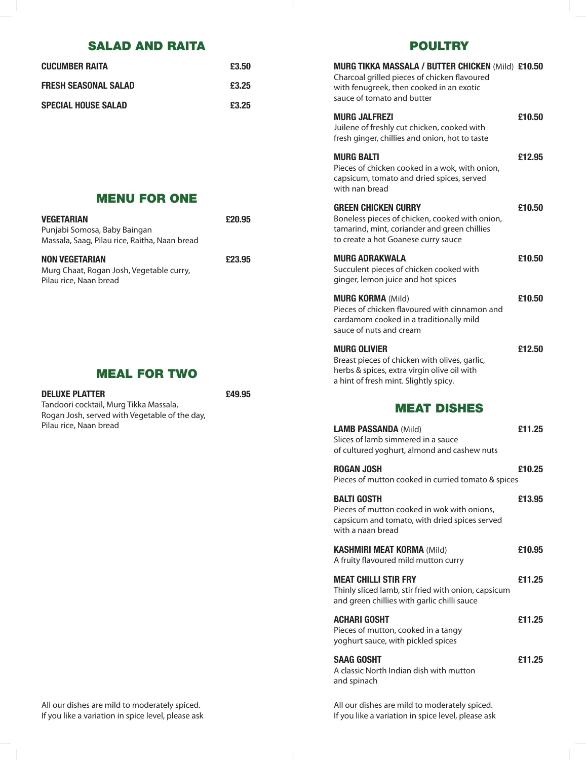## SALAD AND RAITA

**CUCUMBER RAITA** £3.50

**FRESH SEASONAL SALAD** £3.25

**SPECIAL HOUSE SALAD** £3.25

## MENU FOR ONE

**VEGETARIAN** £20.95
Punjabi Somosa, Baby Baingan Massala, Saag, Pilau rice, Raitha, Naan bread

**NON VEGETARIAN** £23.95
Murg Chaat, Rogan Josh, Vegetable curry, Pilau rice, Naan bread

## MEAL FOR TWO

**DELUXE PLATTER** £49.95
Tandoori cocktail, Murg Tikka Massala, Rogan Josh, served with Vegetable of the day, Pilau rice, Naan bread

All our dishes are mild to moderately spiced.
If you like a variation in spice level, please ask

## POULTRY

**MURG TIKKA MASSALA / BUTTER CHICKEN** (Mild) £10.50
Charcoal grilled pieces of chicken flavoured with fenugreek, then cooked in an exotic sauce of tomato and butter

**MURG JALFREZI** £10.50
Juilene of freshly cut chicken, cooked with fresh ginger, chillies and onion, hot to taste

**MURG BALTI** £12.95
Pieces of chicken cooked in a wok, with onion, capsicum, tomato and dried spices, served with nan bread

**GREEN CHICKEN CURRY** £10.50
Boneless pieces of chicken, cooked with onion, tamarind, mint, coriander and green chillies to create a hot Goanese curry sauce

**MURG ADRAKWALA** £10.50
Succulent pieces of chicken cooked with ginger, lemon juice and hot spices

**MURG KORMA** (Mild) £10.50
Pieces of chicken flavoured with cinnamon and cardamom cooked in a traditionally mild sauce of nuts and cream

**MURG OLIVIER** £12.50
Breast pieces of chicken with olives, garlic, herbs & spices, extra virgin olive oil with a hint of fresh mint. Slightly spicy.

## MEAT DISHES

**LAMB PASSANDA** (Mild) £11.25
Slices of lamb simmered in a sauce of cultured yoghurt, almond and cashew nuts

**ROGAN JOSH** £10.25
Pieces of mutton cooked in curried tomato & spices

**BALTI GOSTH** £13.95
Pieces of mutton cooked in wok with onions, capsicum and tomato, with dried spices served with a naan bread

**KASHMIRI MEAT KORMA** (Mild) £10.95
A fruity flavoured mild mutton curry

**MEAT CHILLI STIR FRY** £11.25
Thinly sliced lamb, stir fried with onion, capsicum and green chillies with garlic chilli sauce

**ACHARI GOSHT** £11.25
Pieces of mutton, cooked in a tangy yoghurt sauce, with pickled spices

**SAAG GOSHT** £11.25
A classic North Indian dish with mutton and spinach

All our dishes are mild to moderately spiced.
If you like a variation in spice level, please ask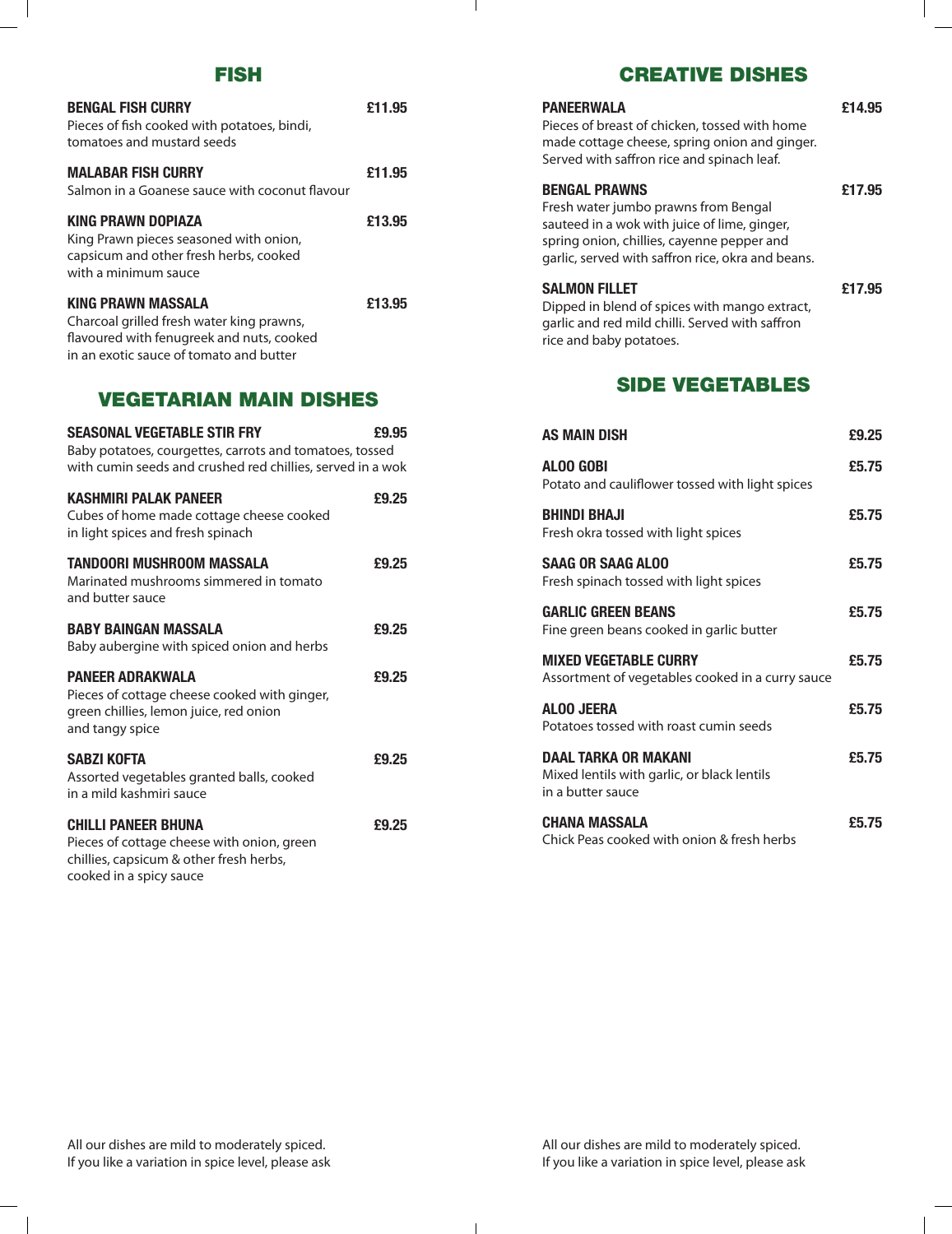## FISH

**BENGAL FISH CURRY** £11.95
Pieces of fish cooked with potatoes, bindi, tomatoes and mustard seeds

**MALABAR FISH CURRY** £11.95
Salmon in a Goanese sauce with coconut flavour

**KING PRAWN DOPIAZA** £13.95
King Prawn pieces seasoned with onion, capsicum and other fresh herbs, cooked with a minimum sauce

**KING PRAWN MASSALA** £13.95
Charcoal grilled fresh water king prawns, flavoured with fenugreek and nuts, cooked in an exotic sauce of tomato and butter

## VEGETARIAN MAIN DISHES

**SEASONAL VEGETABLE STIR FRY** £9.95
Baby potatoes, courgettes, carrots and tomatoes, tossed with cumin seeds and crushed red chillies, served in a wok

**KASHMIRI PALAK PANEER** £9.25
Cubes of home made cottage cheese cooked in light spices and fresh spinach

**TANDOORI MUSHROOM MASSALA** £9.25
Marinated mushrooms simmered in tomato and butter sauce

**BABY BAINGAN MASSALA** £9.25
Baby aubergine with spiced onion and herbs

**PANEER ADRAKWALA** £9.25
Pieces of cottage cheese cooked with ginger, green chillies, lemon juice, red onion and tangy spice

**SABZI KOFTA** £9.25
Assorted vegetables granted balls, cooked in a mild kashmiri sauce

**CHILLI PANEER BHUNA** £9.25
Pieces of cottage cheese with onion, green chillies, capsicum & other fresh herbs, cooked in a spicy sauce

All our dishes are mild to moderately spiced.
If you like a variation in spice level, please ask

## CREATIVE DISHES

**PANEERWALA** £14.95
Pieces of breast of chicken, tossed with home made cottage cheese, spring onion and ginger. Served with saffron rice and spinach leaf.

**BENGAL PRAWNS** £17.95
Fresh water jumbo prawns from Bengal sauteed in a wok with juice of lime, ginger, spring onion, chillies, cayenne pepper and garlic, served with saffron rice, okra and beans.

**SALMON FILLET** £17.95
Dipped in blend of spices with mango extract, garlic and red mild chilli. Served with saffron rice and baby potatoes.

## SIDE VEGETABLES

**AS MAIN DISH** £9.25

**ALOO GOBI** £5.75
Potato and cauliflower tossed with light spices

**BHINDI BHAJI** £5.75
Fresh okra tossed with light spices

**SAAG OR SAAG ALOO** £5.75
Fresh spinach tossed with light spices

**GARLIC GREEN BEANS** £5.75
Fine green beans cooked in garlic butter

**MIXED VEGETABLE CURRY** £5.75
Assortment of vegetables cooked in a curry sauce

**ALOO JEERA** £5.75
Potatoes tossed with roast cumin seeds

**DAAL TARKA OR MAKANI** £5.75
Mixed lentils with garlic, or black lentils in a butter sauce

**CHANA MASSALA** £5.75
Chick Peas cooked with onion & fresh herbs

All our dishes are mild to moderately spiced.
If you like a variation in spice level, please ask